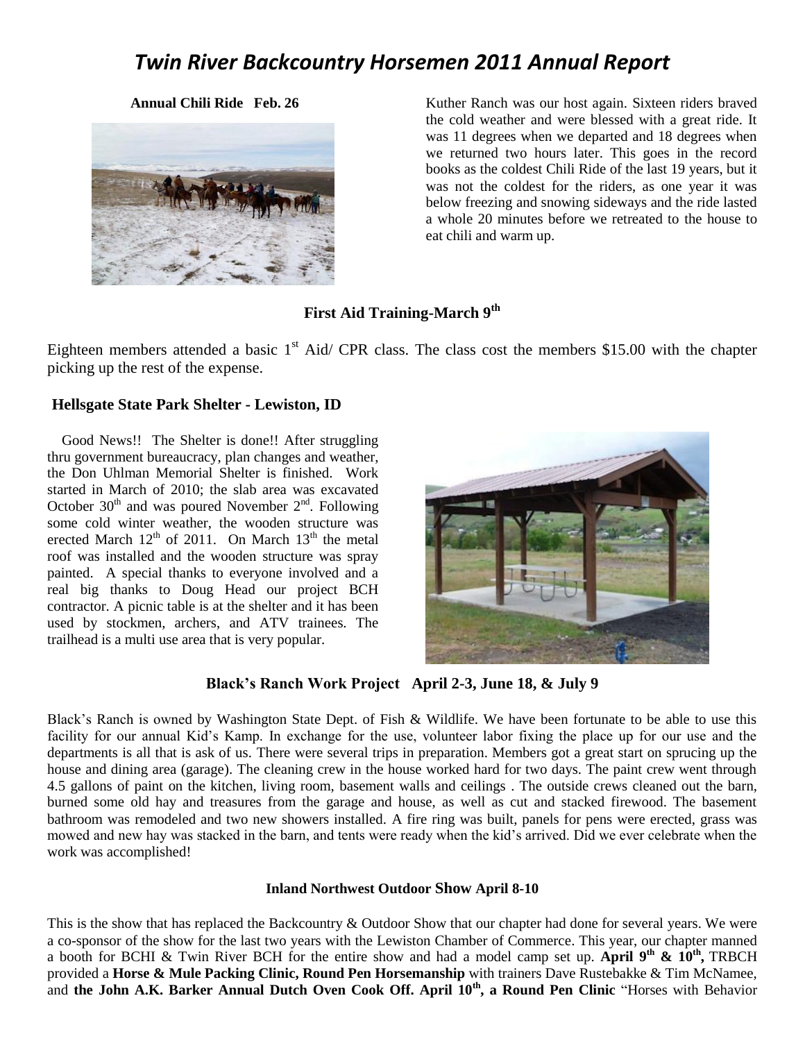# *Twin River Backcountry Horsemen 2011 Annual Report*

**Annual Chili Ride Feb. 26**

Kuther Ranch was our host again. Sixteen riders braved the cold weather and were blessed with a great ride. It was 11 degrees when we departed and 18 degrees when we returned two hours later. This goes in the record books as the coldest Chili Ride of the last 19 years, but it was not the coldest for the riders, as one year it was below freezing and snowing sideways and the ride lasted a whole 20 minutes before we retreated to the house to eat chili and warm up.

**First Aid Training-March 9th**

Eighteen members attended a basic 1st Aid/ CPR class. The class cost the members $15.00 with the chapter picking up the rest of the expense.

**Hellsgate State Park Shelter - Lewiston, ID**

Good News!! The Shelter is done!! After struggling thru government bureaucracy, plan changes and weather, the Don Uhlman Memorial Shelter is finished. Work started in March of 2010; the slab area was excavated October 30th and was poured November 2nd. Following some cold winter weather, the wooden structure was erected March 12th of 2011. On March 13th the metal roof was installed and the wooden structure was spray painted. A special thanks to everyone involved and a real big thanks to Doug Head our project BCH contractor. A picnic table is at the shelter and it has been used by stockmen, archers, and ATV trainees. The trailhead is a multi use area that is very popular.

**Black's Ranch Work Project April 2-3, June 18, & July 9**

Black's Ranch is owned by Washington State Dept. of Fish & Wildlife. We have been fortunate to be able to use this facility for our annual Kid's Kamp. In exchange for the use, volunteer labor fixing the place up for our use and the departments is all that is ask of us. There were several trips in preparation. Members got a great start on sprucing up the house and dining area (garage). The cleaning crew in the house worked hard for two days. The paint crew went through 4.5 gallons of paint on the kitchen, living room, basement walls and ceilings . The outside crews cleaned out the barn, burned some old hay and treasures from the garage and house, as well as cut and stacked firewood. The basement bathroom was remodeled and two new showers installed. A fire ring was built, panels for pens were erected, grass was mowed and new hay was stacked in the barn, and tents were ready when the kid's arrived. Did we ever celebrate when the work was accomplished!

**Inland Northwest Outdoor Show April 8-10**

This is the show that has replaced the Backcountry & Outdoor Show that our chapter had done for several years. We were a co-sponsor of the show for the last two years with the Lewiston Chamber of Commerce. This year, our chapter manned a booth for BCHI & Twin River BCH for the entire show and had a model camp set up. **April 9th & 10th,** TRBCH provided a **Horse & Mule Packing Clinic, Round Pen Horsemanship** with trainers Dave Rustebakke & Tim McNamee, and **the John A.K. Barker Annual Dutch Oven Cook Off. April 10th, a Round Pen Clinic** "Horses with Behavior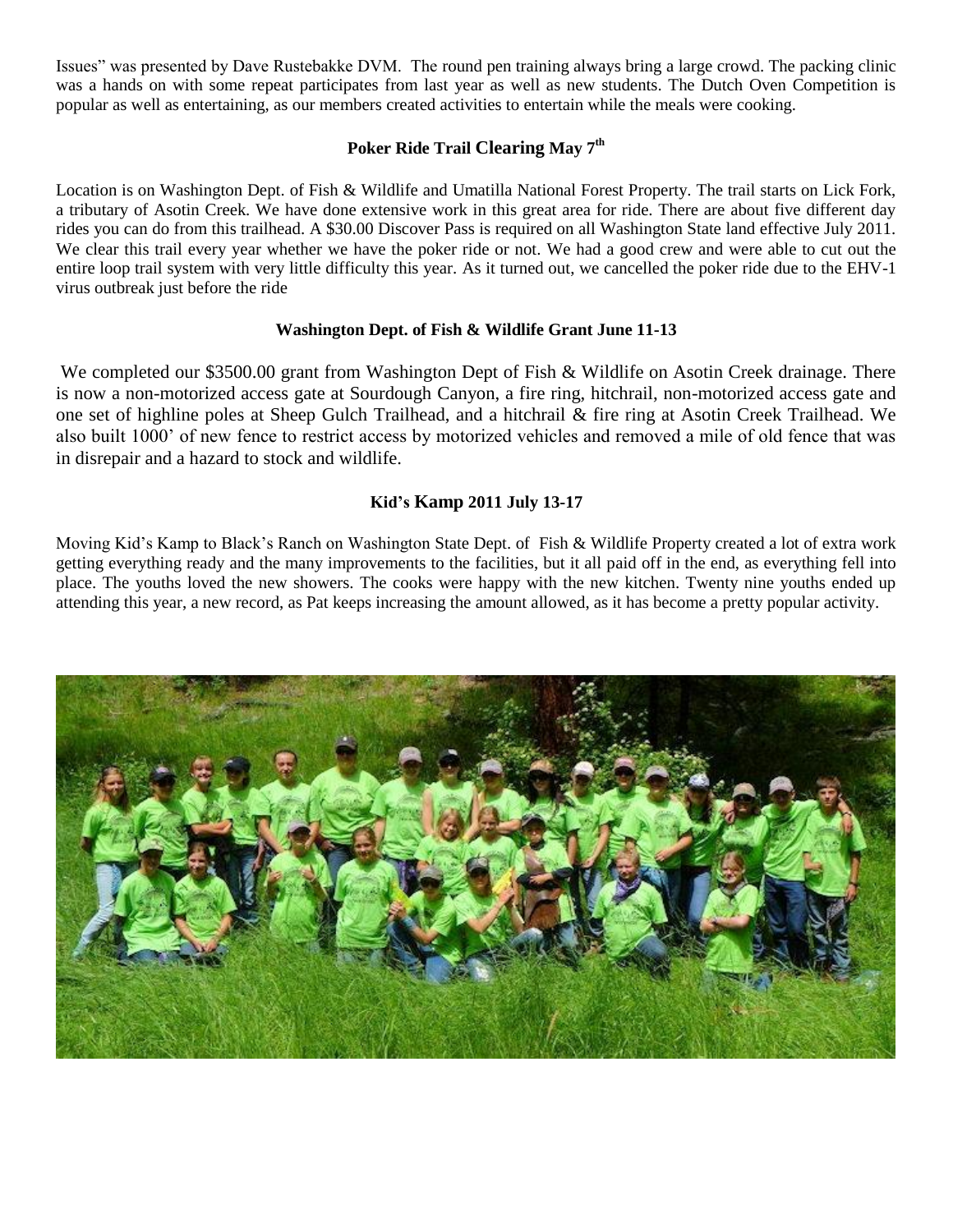Issues" was presented by Dave Rustebakke DVM. The round pen training always bring a large crowd. The packing clinic was a hands on with some repeat participates from last year as well as new students. The Dutch Oven Competition is popular as well as entertaining, as our members created activities to entertain while the meals were cooking.

### Poker Ride Trail Clearing May 7th

Location is on Washington Dept. of Fish & Wildlife and Umatilla National Forest Property. The trail starts on Lick Fork, a tributary of Asotin Creek. We have done extensive work in this great area for ride. There are about five different day rides you can do from this trailhead. A $30.00 Discover Pass is required on all Washington State land effective July 2011. We clear this trail every year whether we have the poker ride or not. We had a good crew and were able to cut out the entire loop trail system with very little difficulty this year. As it turned out, we cancelled the poker ride due to the EHV-1 virus outbreak just before the ride

### Washington Dept. of Fish & Wildlife Grant June 11-13

We completed our $3500.00 grant from Washington Dept of Fish & Wildlife on Asotin Creek drainage. There is now a non-motorized access gate at Sourdough Canyon, a fire ring, hitchrail, non-motorized access gate and one set of highline poles at Sheep Gulch Trailhead, and a hitchrail & fire ring at Asotin Creek Trailhead. We also built 1000' of new fence to restrict access by motorized vehicles and removed a mile of old fence that was in disrepair and a hazard to stock and wildlife.

### Kid's Kamp 2011 July 13-17

Moving Kid's Kamp to Black's Ranch on Washington State Dept. of Fish & Wildlife Property created a lot of extra work getting everything ready and the many improvements to the facilities, but it all paid off in the end, as everything fell into place. The youths loved the new showers. The cooks were happy with the new kitchen. Twenty nine youths ended up attending this year, a new record, as Pat keeps increasing the amount allowed, as it has become a pretty popular activity.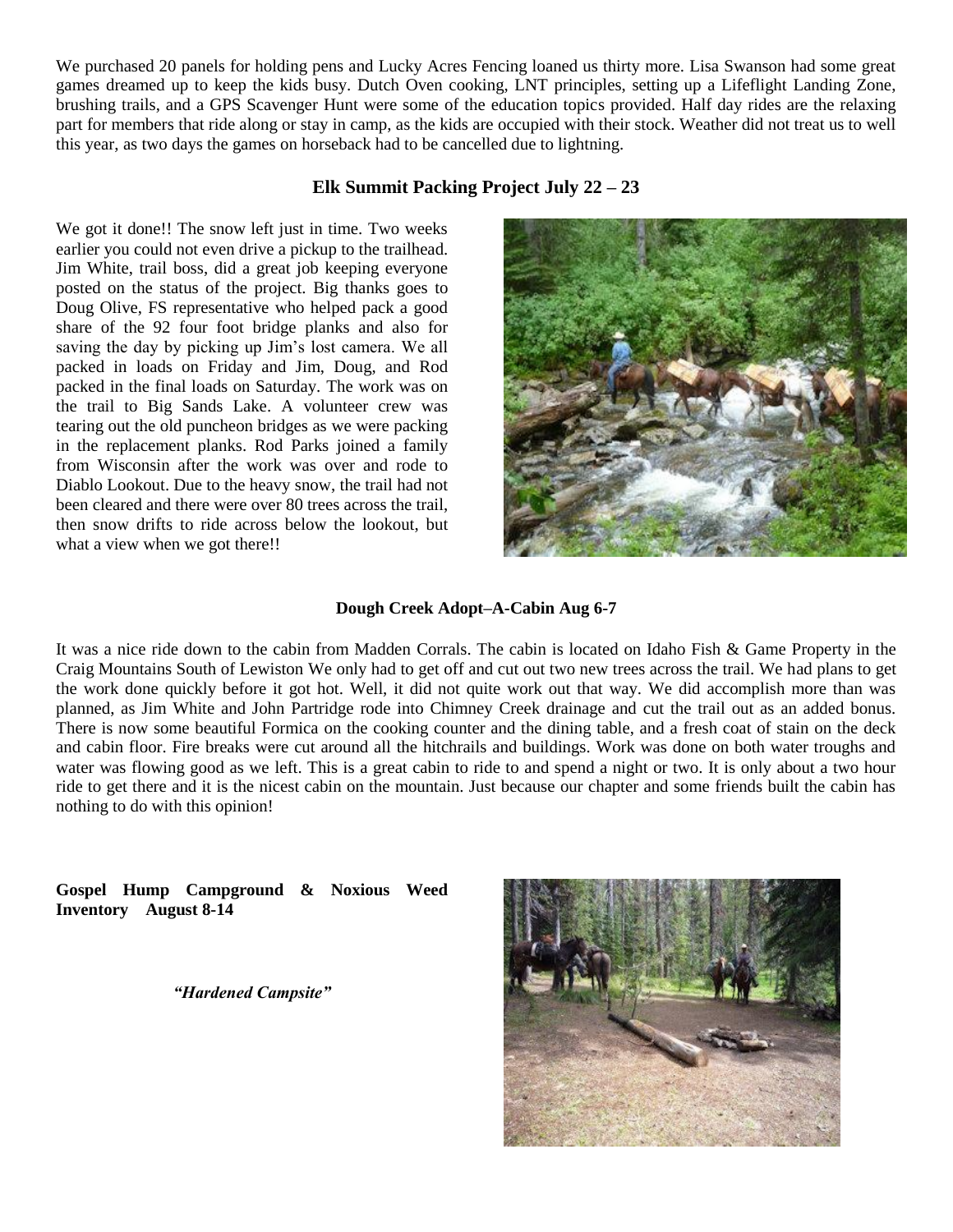We purchased 20 panels for holding pens and Lucky Acres Fencing loaned us thirty more. Lisa Swanson had some great games dreamed up to keep the kids busy. Dutch Oven cooking, LNT principles, setting up a Lifeflight Landing Zone, brushing trails, and a GPS Scavenger Hunt were some of the education topics provided. Half day rides are the relaxing part for members that ride along or stay in camp, as the kids are occupied with their stock. Weather did not treat us to well this year, as two days the games on horseback had to be cancelled due to lightning.

## Elk Summit Packing Project July 22 – 23

We got it done!! The snow left just in time. Two weeks earlier you could not even drive a pickup to the trailhead. Jim White, trail boss, did a great job keeping everyone posted on the status of the project. Big thanks goes to Doug Olive, FS representative who helped pack a good share of the 92 four foot bridge planks and also for saving the day by picking up Jim's lost camera. We all packed in loads on Friday and Jim, Doug, and Rod packed in the final loads on Saturday. The work was on the trail to Big Sands Lake. A volunteer crew was tearing out the old puncheon bridges as we were packing in the replacement planks. Rod Parks joined a family from Wisconsin after the work was over and rode to Diablo Lookout. Due to the heavy snow, the trail had not been cleared and there were over 80 trees across the trail, then snow drifts to ride across below the lookout, but what a view when we got there!!

## Dough Creek Adopt–A-Cabin Aug 6-7

It was a nice ride down to the cabin from Madden Corrals. The cabin is located on Idaho Fish & Game Property in the Craig Mountains South of Lewiston We only had to get off and cut out two new trees across the trail. We had plans to get the work done quickly before it got hot. Well, it did not quite work out that way. We did accomplish more than was planned, as Jim White and John Partridge rode into Chimney Creek drainage and cut the trail out as an added bonus. There is now some beautiful Formica on the cooking counter and the dining table, and a fresh coat of stain on the deck and cabin floor. Fire breaks were cut around all the hitchrails and buildings. Work was done on both water troughs and water was flowing good as we left. This is a great cabin to ride to and spend a night or two. It is only about a two hour ride to get there and it is the nicest cabin on the mountain. Just because our chapter and some friends built the cabin has nothing to do with this opinion!

## Gospel Hump Campground & Noxious Weed Inventory August 8-14

*"Hardened Campsite"*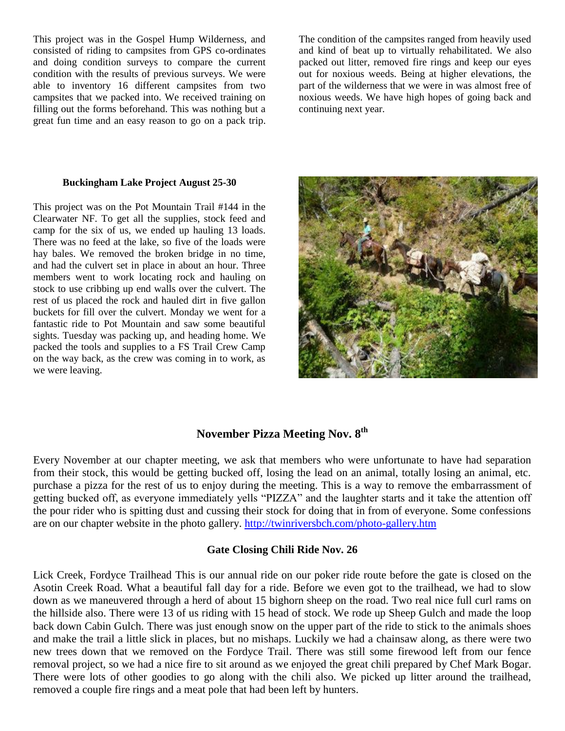This project was in the Gospel Hump Wilderness, and consisted of riding to campsites from GPS co-ordinates and doing condition surveys to compare the current condition with the results of previous surveys. We were able to inventory 16 different campsites from two campsites that we packed into. We received training on filling out the forms beforehand. This was nothing but a great fun time and an easy reason to go on a pack trip. The condition of the campsites ranged from heavily used and kind of beat up to virtually rehabilitated. We also packed out litter, removed fire rings and keep our eyes out for noxious weeds. Being at higher elevations, the part of the wilderness that we were in was almost free of noxious weeds. We have high hopes of going back and continuing next year.

**Buckingham Lake Project August 25-30**

This project was on the Pot Mountain Trail #144 in the Clearwater NF. To get all the supplies, stock feed and camp for the six of us, we ended up hauling 13 loads. There was no feed at the lake, so five of the loads were hay bales. We removed the broken bridge in no time, and had the culvert set in place in about an hour. Three members went to work locating rock and hauling on stock to use cribbing up end walls over the culvert. The rest of us placed the rock and hauled dirt in five gallon buckets for fill over the culvert. Monday we went for a fantastic ride to Pot Mountain and saw some beautiful sights. Tuesday was packing up, and heading home. We packed the tools and supplies to a FS Trail Crew Camp on the way back, as the crew was coming in to work, as we were leaving.

## November Pizza Meeting Nov. 8th

Every November at our chapter meeting, we ask that members who were unfortunate to have had separation from their stock, this would be getting bucked off, losing the lead on an animal, totally losing an animal, etc. purchase a pizza for the rest of us to enjoy during the meeting. This is a way to remove the embarrassment of getting bucked off, as everyone immediately yells "PIZZA" and the laughter starts and it take the attention off the pour rider who is spitting dust and cussing their stock for doing that in from of everyone. Some confessions are on our chapter website in the photo gallery. http://twinriversbch.com/photo-gallery.htm

### Gate Closing Chili Ride Nov. 26

Lick Creek, Fordyce Trailhead This is our annual ride on our poker ride route before the gate is closed on the Asotin Creek Road. What a beautiful fall day for a ride. Before we even got to the trailhead, we had to slow down as we maneuvered through a herd of about 15 bighorn sheep on the road. Two real nice full curl rams on the hillside also. There were 13 of us riding with 15 head of stock. We rode up Sheep Gulch and made the loop back down Cabin Gulch. There was just enough snow on the upper part of the ride to stick to the animals shoes and make the trail a little slick in places, but no mishaps. Luckily we had a chainsaw along, as there were two new trees down that we removed on the Fordyce Trail. There was still some firewood left from our fence removal project, so we had a nice fire to sit around as we enjoyed the great chili prepared by Chef Mark Bogar. There were lots of other goodies to go along with the chili also. We picked up litter around the trailhead, removed a couple fire rings and a meat pole that had been left by hunters.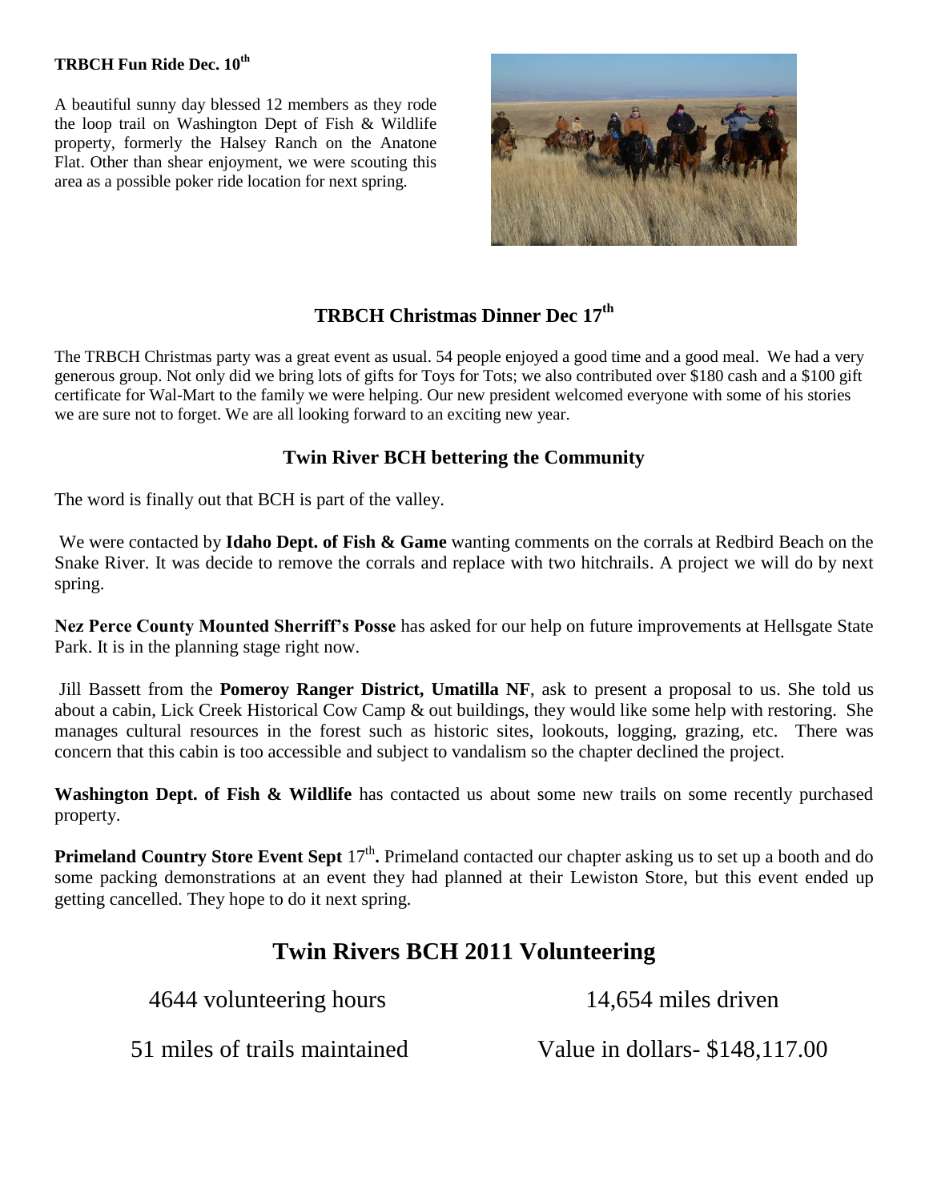**TRBCH Fun Ride Dec. 10th**

A beautiful sunny day blessed 12 members as they rode the loop trail on Washington Dept of Fish & Wildlife property, formerly the Halsey Ranch on the Anatone Flat. Other than shear enjoyment, we were scouting this area as a possible poker ride location for next spring.

## TRBCH Christmas Dinner Dec 17th

The TRBCH Christmas party was a great event as usual. 54 people enjoyed a good time and a good meal. We had a very generous group. Not only did we bring lots of gifts for Toys for Tots; we also contributed over $180 cash and a $100 gift certificate for Wal-Mart to the family we were helping. Our new president welcomed everyone with some of his stories we are sure not to forget. We are all looking forward to an exciting new year.

### Twin River BCH bettering the Community

The word is finally out that BCH is part of the valley.

We were contacted by **Idaho Dept. of Fish & Game** wanting comments on the corrals at Redbird Beach on the Snake River. It was decide to remove the corrals and replace with two hitchrails. A project we will do by next spring.

**Nez Perce County Mounted Sherriff's Posse** has asked for our help on future improvements at Hellsgate State Park. It is in the planning stage right now.

Jill Bassett from the **Pomeroy Ranger District, Umatilla NF**, ask to present a proposal to us. She told us about a cabin, Lick Creek Historical Cow Camp & out buildings, they would like some help with restoring. She manages cultural resources in the forest such as historic sites, lookouts, logging, grazing, etc. There was concern that this cabin is too accessible and subject to vandalism so the chapter declined the project.

**Washington Dept. of Fish & Wildlife** has contacted us about some new trails on some recently purchased property.

**Primeland Country Store Event Sept** 17th**.** Primeland contacted our chapter asking us to set up a booth and do some packing demonstrations at an event they had planned at their Lewiston Store, but this event ended up getting cancelled. They hope to do it next spring.

## Twin Rivers BCH 2011 Volunteering

4644 volunteering hours

14,654 miles driven

51 miles of trails maintained

Value in dollars- $148,117.00